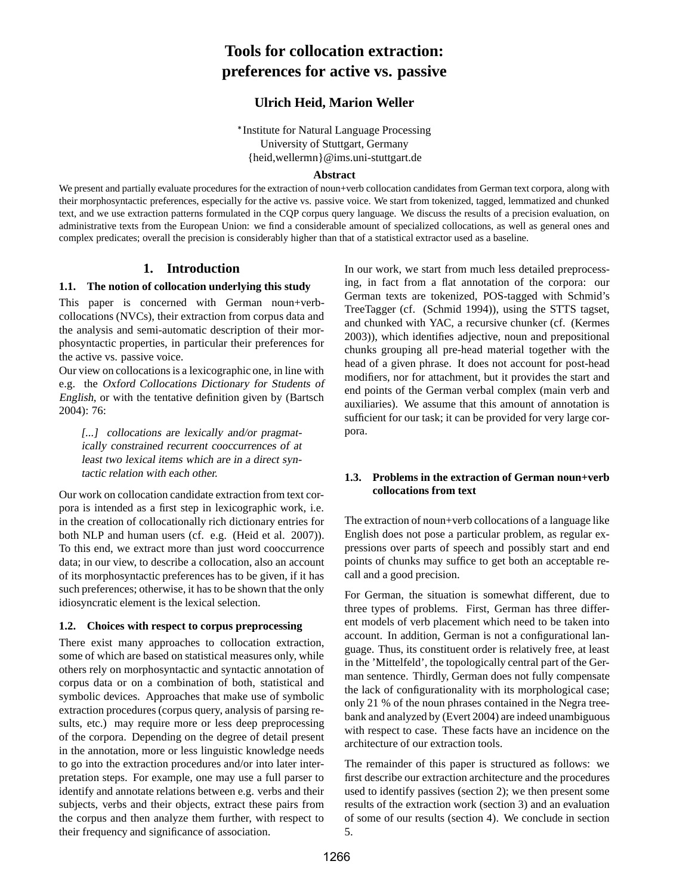# Tools for collocation extraction: preferences for active vs. passive

**Ulrich Heid, Marion Weller**

*Institute for Natural Language Processing
University of Stuttgart, Germany
{heid,wellermn}@ims.uni-stuttgart.de

**Abstract**

We present and partially evaluate procedures for the extraction of noun+verb collocation candidates from German text corpora, along with their morphosyntactic preferences, especially for the active vs. passive voice. We start from tokenized, tagged, lemmatized and chunked text, and we use extraction patterns formulated in the CQP corpus query language. We discuss the results of a precision evaluation, on administrative texts from the European Union: we find a considerable amount of specialized collocations, as well as general ones and complex predicates; overall the precision is considerably higher than that of a statistical extractor used as a baseline.

## 1. Introduction

### 1.1. The notion of collocation underlying this study

This paper is concerned with German noun+verb-collocations (NVCs), their extraction from corpus data and the analysis and semi-automatic description of their morphosyntactic properties, in particular their preferences for the active vs. passive voice.

Our view on collocations is a lexicographic one, in line with e.g. the *Oxford Collocations Dictionary for Students of English*, or with the tentative definition given by (Bartsch 2004): 76:

> *[...] collocations are lexically and/or pragmatically constrained recurrent cooccurrences of at least two lexical items which are in a direct syntactic relation with each other.*

Our work on collocation candidate extraction from text corpora is intended as a first step in lexicographic work, i.e. in the creation of collocationally rich dictionary entries for both NLP and human users (cf. e.g. (Heid et al. 2007)). To this end, we extract more than just word cooccurrence data; in our view, to describe a collocation, also an account of its morphosyntactic preferences has to be given, if it has such preferences; otherwise, it has to be shown that the only idiosyncratic element is the lexical selection.

### 1.2. Choices with respect to corpus preprocessing

There exist many approaches to collocation extraction, some of which are based on statistical measures only, while others rely on morphosyntactic and syntactic annotation of corpus data or on a combination of both, statistical and symbolic devices. Approaches that make use of symbolic extraction procedures (corpus query, analysis of parsing results, etc.) may require more or less deep preprocessing of the corpora. Depending on the degree of detail present in the annotation, more or less linguistic knowledge needs to go into the extraction procedures and/or into later interpretation steps. For example, one may use a full parser to identify and annotate relations between e.g. verbs and their subjects, verbs and their objects, extract these pairs from the corpus and then analyze them further, with respect to their frequency and significance of association.

In our work, we start from much less detailed preprocessing, in fact from a flat annotation of the corpora: our German texts are tokenized, POS-tagged with Schmid's TreeTagger (cf. (Schmid 1994)), using the STTS tagset, and chunked with YAC, a recursive chunker (cf. (Kermes 2003)), which identifies adjective, noun and prepositional chunks grouping all pre-head material together with the head of a given phrase. It does not account for post-head modifiers, nor for attachment, but it provides the start and end points of the German verbal complex (main verb and auxiliaries). We assume that this amount of annotation is sufficient for our task; it can be provided for very large corpora.

### 1.3. Problems in the extraction of German noun+verb collocations from text

The extraction of noun+verb collocations of a language like English does not pose a particular problem, as regular expressions over parts of speech and possibly start and end points of chunks may suffice to get both an acceptable recall and a good precision.

For German, the situation is somewhat different, due to three types of problems. First, German has three different models of verb placement which need to be taken into account. In addition, German is not a configurational language. Thus, its constituent order is relatively free, at least in the 'Mittelfeld', the topologically central part of the German sentence. Thirdly, German does not fully compensate the lack of configurationality with its morphological case; only 21 % of the noun phrases contained in the Negra treebank and analyzed by (Evert 2004) are indeed unambiguous with respect to case. These facts have an incidence on the architecture of our extraction tools.

The remainder of this paper is structured as follows: we first describe our extraction architecture and the procedures used to identify passives (section 2); we then present some results of the extraction work (section 3) and an evaluation of some of our results (section 4). We conclude in section 5.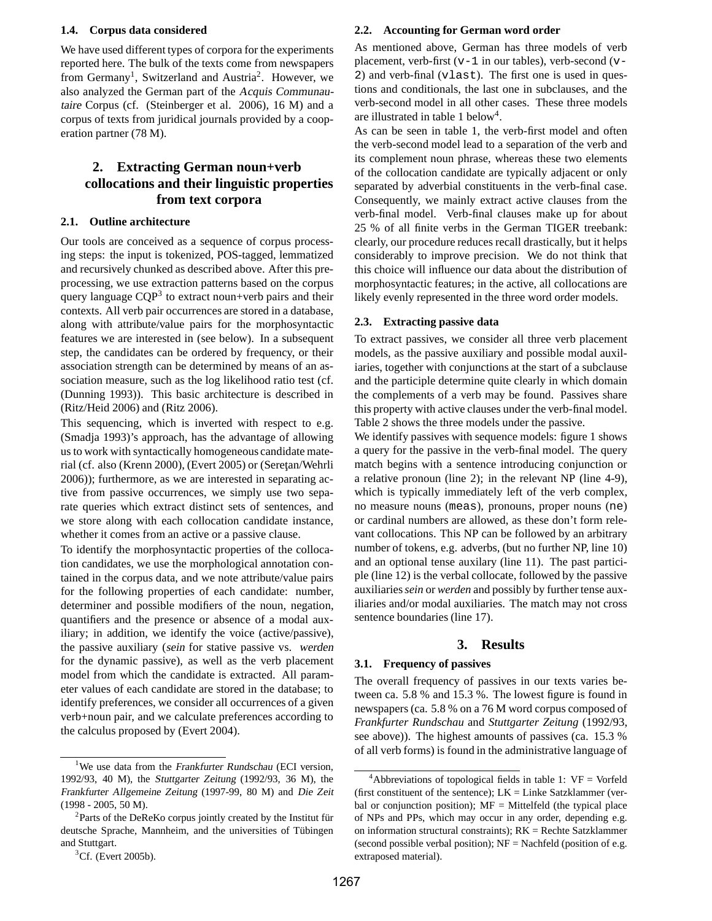### 1.4. Corpus data considered

We have used different types of corpora for the experiments reported here. The bulk of the texts come from newspapers from Germany[1], Switzerland and Austria[2]. However, we also analyzed the German part of the *Acquis Communautaire* Corpus (cf. (Steinberger et al. 2006), 16 M) and a corpus of texts from juridical journals provided by a cooperation partner (78 M).

## 2. Extracting German noun+verb collocations and their linguistic properties from text corpora

### 2.1. Outline architecture

Our tools are conceived as a sequence of corpus processing steps: the input is tokenized, POS-tagged, lemmatized and recursively chunked as described above. After this preprocessing, we use extraction patterns based on the corpus query language CQP[3] to extract noun+verb pairs and their contexts. All verb pair occurrences are stored in a database, along with attribute/value pairs for the morphosyntactic features we are interested in (see below). In a subsequent step, the candidates can be ordered by frequency, or their association strength can be determined by means of an association measure, such as the log likelihood ratio test (cf. (Dunning 1993)). This basic architecture is described in (Ritz/Heid 2006) and (Ritz 2006).

This sequencing, which is inverted with respect to e.g. (Smadja 1993)'s approach, has the advantage of allowing us to work with syntactically homogeneous candidate material (cf. also (Krenn 2000), (Evert 2005) or (Sereţan/Wehrli 2006)); furthermore, as we are interested in separating active from passive occurrences, we simply use two separate queries which extract distinct sets of sentences, and we store along with each collocation candidate instance, whether it comes from an active or a passive clause.

To identify the morphosyntactic properties of the collocation candidates, we use the morphological annotation contained in the corpus data, and we note attribute/value pairs for the following properties of each candidate: number, determiner and possible modifiers of the noun, negation, quantifiers and the presence or absence of a modal auxiliary; in addition, we identify the voice (active/passive), the passive auxiliary (*sein* for stative passive vs. *werden* for the dynamic passive), as well as the verb placement model from which the candidate is extracted. All parameter values of each candidate are stored in the database; to identify preferences, we consider all occurrences of a given verb+noun pair, and we calculate preferences according to the calculus proposed by (Evert 2004).

### 2.2. Accounting for German word order

As mentioned above, German has three models of verb placement, verb-first (`v-1` in our tables), verb-second (`v-2`) and verb-final (`vlast`). The first one is used in questions and conditionals, the last one in subclauses, and the verb-second model in all other cases. These three models are illustrated in table 1 below[4].

As can be seen in table 1, the verb-first model and often the verb-second model lead to a separation of the verb and its complement noun phrase, whereas these two elements of the collocation candidate are typically adjacent or only separated by adverbial constituents in the verb-final case. Consequently, we mainly extract active clauses from the verb-final model. Verb-final clauses make up for about 25 % of all finite verbs in the German TIGER treebank: clearly, our procedure reduces recall drastically, but it helps considerably to improve precision. We do not think that this choice will influence our data about the distribution of morphosyntactic features; in the active, all collocations are likely evenly represented in the three word order models.

### 2.3. Extracting passive data

To extract passives, we consider all three verb placement models, as the passive auxiliary and possible modal auxiliaries, together with conjunctions at the start of a subclause and the participle determine quite clearly in which domain the complements of a verb may be found. Passives share this property with active clauses under the verb-final model. Table 2 shows the three models under the passive.

We identify passives with sequence models: figure 1 shows a query for the passive in the verb-final model. The query match begins with a sentence introducing conjunction or a relative pronoun (line 2); in the relevant NP (line 4-9), which is typically immediately left of the verb complex, no measure nouns (`meas`), pronouns, proper nouns (`ne`) or cardinal numbers are allowed, as these don't form relevant collocations. This NP can be followed by an arbitrary number of tokens, e.g. adverbs, (but no further NP, line 10) and an optional tense auxilary (line 11). The past participle (line 12) is the verbal collocate, followed by the passive auxiliaries *sein* or *werden* and possibly by further tense auxiliaries and/or modal auxiliaries. The match may not cross sentence boundaries (line 17).

## 3. Results

### 3.1. Frequency of passives

The overall frequency of passives in our texts varies between ca. 5.8 % and 15.3 %. The lowest figure is found in newspapers (ca. 5.8 % on a 76 M word corpus composed of *Frankfurter Rundschau* and *Stuttgarter Zeitung* (1992/93, see above)). The highest amounts of passives (ca. 15.3 % of all verb forms) is found in the administrative language of

---

[1] We use data from the *Frankfurter Rundschau* (ECI version, 1992/93, 40 M), the *Stuttgarter Zeitung* (1992/93, 36 M), the *Frankfurter Allgemeine Zeitung* (1997-99, 80 M) and *Die Zeit* (1998 - 2005, 50 M).

[2] Parts of the DeReKo corpus jointly created by the Institut für deutsche Sprache, Mannheim, and the universities of Tübingen and Stuttgart.

[3] Cf. (Evert 2005b).

[4] Abbreviations of topological fields in table 1: VF = Vorfeld (first constituent of the sentence); LK = Linke Satzklammer (verbal or conjunction position); MF = Mittelfeld (the typical place of NPs and PPs, which may occur in any order, depending e.g. on information structural constraints); RK = Rechte Satzklammer (second possible verbal position); NF = Nachfeld (position of e.g. extraposed material).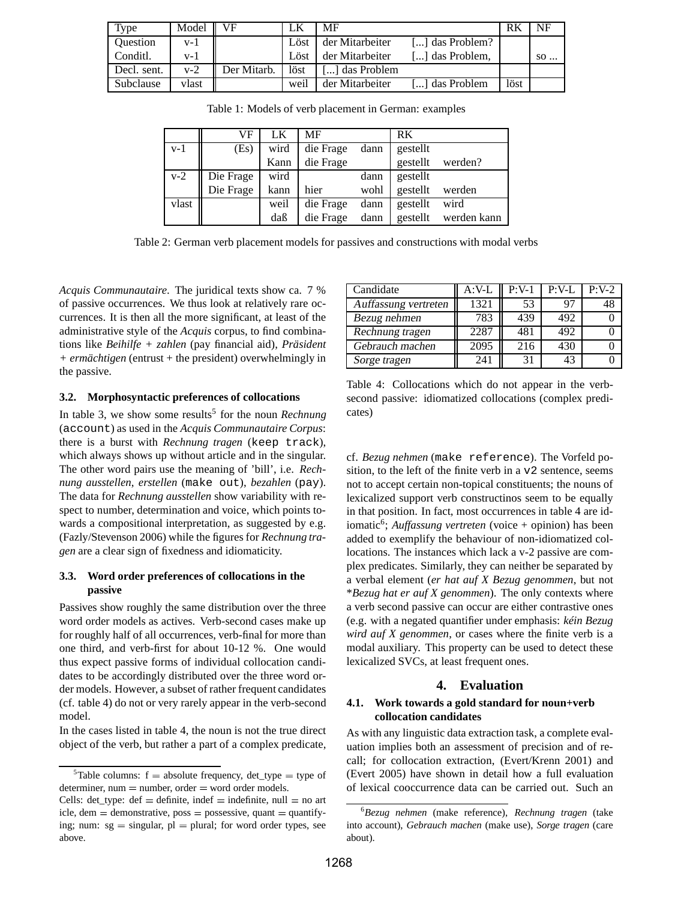| Type | Model | VF | LK | MF | | RK | NF |
|---|---|---|---|---|---|---|---|
| Question | v-1 | | Löst | der Mitarbeiter | [...] das Problem? | | |
| Conditl. | v-1 | | Löst | der Mitarbeiter | [...] das Problem, | | so ... |
| Decl. sent. | v-2 | Der Mitarb. | löst | [...] das Problem | | | |
| Subclause | vlast | | weil | der Mitarbeiter | [...] das Problem | löst | |

Table 1: Models of verb placement in German: examples

| | VF | LK | MF | | RK | |
|---|---|---|---|---|---|---|
| v-1 | (Es) | wird | die Frage | dann | gestellt | |
| | | Kann | die Frage | | gestellt | werden? |
| v-2 | Die Frage | wird | | dann | gestellt | |
| | Die Frage | kann | hier | wohl | gestellt | werden |
| vlast | | weil | die Frage | dann | gestellt | wird |
| | | daß | die Frage | dann | gestellt | werden kann |

Table 2: German verb placement models for passives and constructions with modal verbs

*Acquis Communautaire*. The juridical texts show ca. 7 % of passive occurrences. We thus look at relatively rare occurrences. It is then all the more significant, at least of the administrative style of the *Acquis* corpus, to find combinations like *Beihilfe + zahlen* (pay financial aid), *Präsident + ermächtigen* (entrust + the president) overwhelmingly in the passive.

### 3.2. Morphosyntactic preferences of collocations

In table 3, we show some results[5] for the noun *Rechnung* (`account`) as used in the *Acquis Communautaire Corpus*: there is a burst with *Rechnung tragen* (`keep track`), which always shows up without article and in the singular. The other word pairs use the meaning of 'bill', i.e. *Rechnung ausstellen*, *erstellen* (`make out`), *bezahlen* (`pay`). The data for *Rechnung ausstellen* show variability with respect to number, determination and voice, which points towards a compositional interpretation, as suggested by e.g. (Fazly/Stevenson 2006) while the figures for *Rechnung tragen* are a clear sign of fixedness and idiomaticity.

### 3.3. Word order preferences of collocations in the passive

Passives show roughly the same distribution over the three word order models as actives. Verb-second cases make up for roughly half of all occurrences, verb-final for more than one third, and verb-first for about 10-12 %. One would thus expect passive forms of individual collocation candidates to be accordingly distributed over the three word order models. However, a subset of rather frequent candidates (cf. table 4) do not or very rarely appear in the verb-second model.

In the cases listed in table 4, the noun is not the true direct object of the verb, but rather a part of a complex predicate,

| Candidate | A:V-L | P:V-1 | P:V-L | P:V-2 |
|---|---|---|---|---|
| *Auffassung vertreten* | 1321 | 53 | 97 | 48 |
| *Bezug nehmen* | 783 | 439 | 492 | 0 |
| *Rechnung tragen* | 2287 | 481 | 492 | 0 |
| *Gebrauch machen* | 2095 | 216 | 430 | 0 |
| *Sorge tragen* | 241 | 31 | 43 | 0 |

Table 4: Collocations which do not appear in the verb-second passive: idiomatized collocations (complex predicates)

cf. *Bezug nehmen* (`make reference`). The Vorfeld position, to the left of the finite verb in a `v2` sentence, seems not to accept certain non-topical constituents; the nouns of lexicalized support verb constructinos seem to be equally in that position. In fact, most occurrences in table 4 are idiomatic[6]; *Auffassung vertreten* (voice + opinion) has been added to exemplify the behaviour of non-idiomatized collocations. The instances which lack a v-2 passive are complex predicates. Similarly, they can neither be separated by a verbal element (*er hat auf X Bezug genommen*, but not *\*Bezug hat er auf X genommen*). The only contexts where a verb second passive can occur are either contrastive ones (e.g. with a negated quantifier under emphasis: *kéin Bezug wird auf X genommen*, or cases where the finite verb is a modal auxiliary. This property can be used to detect these lexicalized SVCs, at least frequent ones.

## 4. Evaluation

### 4.1. Work towards a gold standard for noun+verb collocation candidates

As with any linguistic data extraction task, a complete evaluation implies both an assessment of precision and of recall; for collocation extraction, (Evert/Krenn 2001) and (Evert 2005) have shown in detail how a full evaluation of lexical cooccurrence data can be carried out. Such an

[5] Table columns: f = absolute frequency, det_type = type of determiner, num = number, order = word order models.
Cells: det_type: def = definite, indef = indefinite, null = no art icle, dem = demonstrative, poss = possessive, quant = quantifying; num: sg = singular, pl = plural; for word order types, see above.

[6] *Bezug nehmen* (make reference), *Rechnung tragen* (take into account), *Gebrauch machen* (make use), *Sorge tragen* (care about).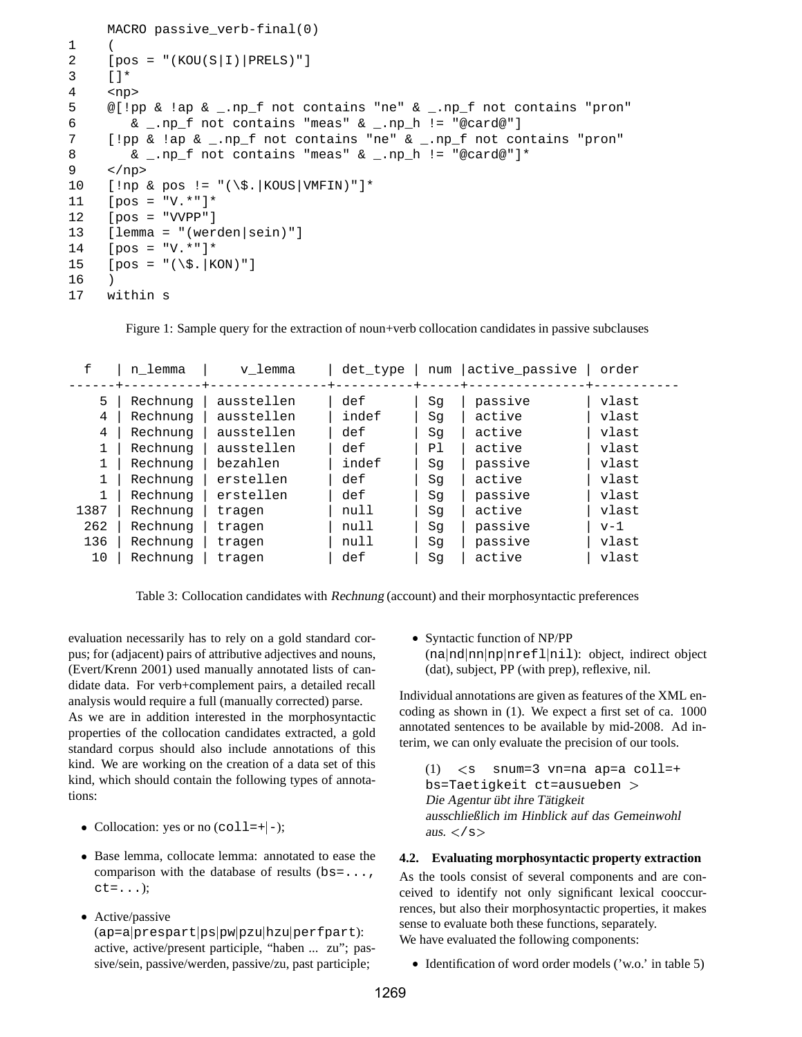```
     MACRO passive_verb-final(0)
1    (
2    [pos = "(KOU(S|I)|PRELS)"]
3    []*
4    <np>
5    @[!pp & !ap & _.np_f not contains "ne" & _.np_f not contains "pron"
6       & _.np_f not contains "meas" & _.np_h != "@card@"]
7    [!pp & !ap & _.np_f not contains "ne" & _.np_f not contains "pron"
8       & _.np_f not contains "meas" & _.np_h != "@card@"]*
9    </np>
10   [!np & pos != "(\$.|KOUS|VMFIN)"]*
11   [pos = "V.*"]*
12   [pos = "VVPP"]
13   [lemma = "(werden|sein)"]
14   [pos = "V.*"]*
15   [pos = "(\$.|KON)"]
16   )
17   within s
```

Figure 1: Sample query for the extraction of noun+verb collocation candidates in passive subclauses

| f | n_lemma | v_lemma | det_type | num | active_passive | order |
|---|---|---|---|---|---|---|
| 5 | Rechnung | ausstellen | def | Sg | passive | vlast |
| 4 | Rechnung | ausstellen | indef | Sg | active | vlast |
| 4 | Rechnung | ausstellen | def | Sg | active | vlast |
| 1 | Rechnung | ausstellen | def | Pl | active | vlast |
| 1 | Rechnung | bezahlen | indef | Sg | passive | vlast |
| 1 | Rechnung | erstellen | def | Sg | active | vlast |
| 1 | Rechnung | erstellen | def | Sg | passive | vlast |
| 1387 | Rechnung | tragen | null | Sg | active | vlast |
| 262 | Rechnung | tragen | null | Sg | passive | v-1 |
| 136 | Rechnung | tragen | null | Sg | passive | vlast |
| 10 | Rechnung | tragen | def | Sg | active | vlast |

Table 3: Collocation candidates with *Rechnung* (account) and their morphosyntactic preferences

evaluation necessarily has to rely on a gold standard corpus; for (adjacent) pairs of attributive adjectives and nouns, (Evert/Krenn 2001) used manually annotated lists of candidate data. For verb+complement pairs, a detailed recall analysis would require a full (manually corrected) parse.
As we are in addition interested in the morphosyntactic properties of the collocation candidates extracted, a gold standard corpus should also include annotations of this kind. We are working on the creation of a data set of this kind, which should contain the following types of annotations:

- Collocation: yes or no (`coll=+|-`);
- Base lemma, collocate lemma: annotated to ease the comparison with the database of results (`bs=...`, `ct=...`);
- Active/passive (`ap=a|prespart|ps|pw|pzu|hzu|perfpart`): active, active/present participle, "haben ... zu"; passive/sein, passive/werden, passive/zu, past participle;
- Syntactic function of NP/PP (`na|nd|nn|np|nrefl|nil`): object, indirect object (dat), subject, PP (with prep), reflexive, nil.

Individual annotations are given as features of the XML encoding as shown in (1). We expect a first set of ca. 1000 annotated sentences to be available by mid-2008. Ad interim, we can only evaluate the precision of our tools.

(1) `<s snum=3 vn=na ap=a coll=+ bs=Taetigkeit ct=ausueben >` *Die Agentur übt ihre Tätigkeit ausschließlich im Hinblick auf das Gemeinwohl aus.* `</s>`

### 4.2. Evaluating morphosyntactic property extraction

As the tools consist of several components and are conceived to identify not only significant lexical cooccurrences, but also their morphosyntactic properties, it makes sense to evaluate both these functions, separately.
We have evaluated the following components:

- Identification of word order models ('w.o.' in table 5)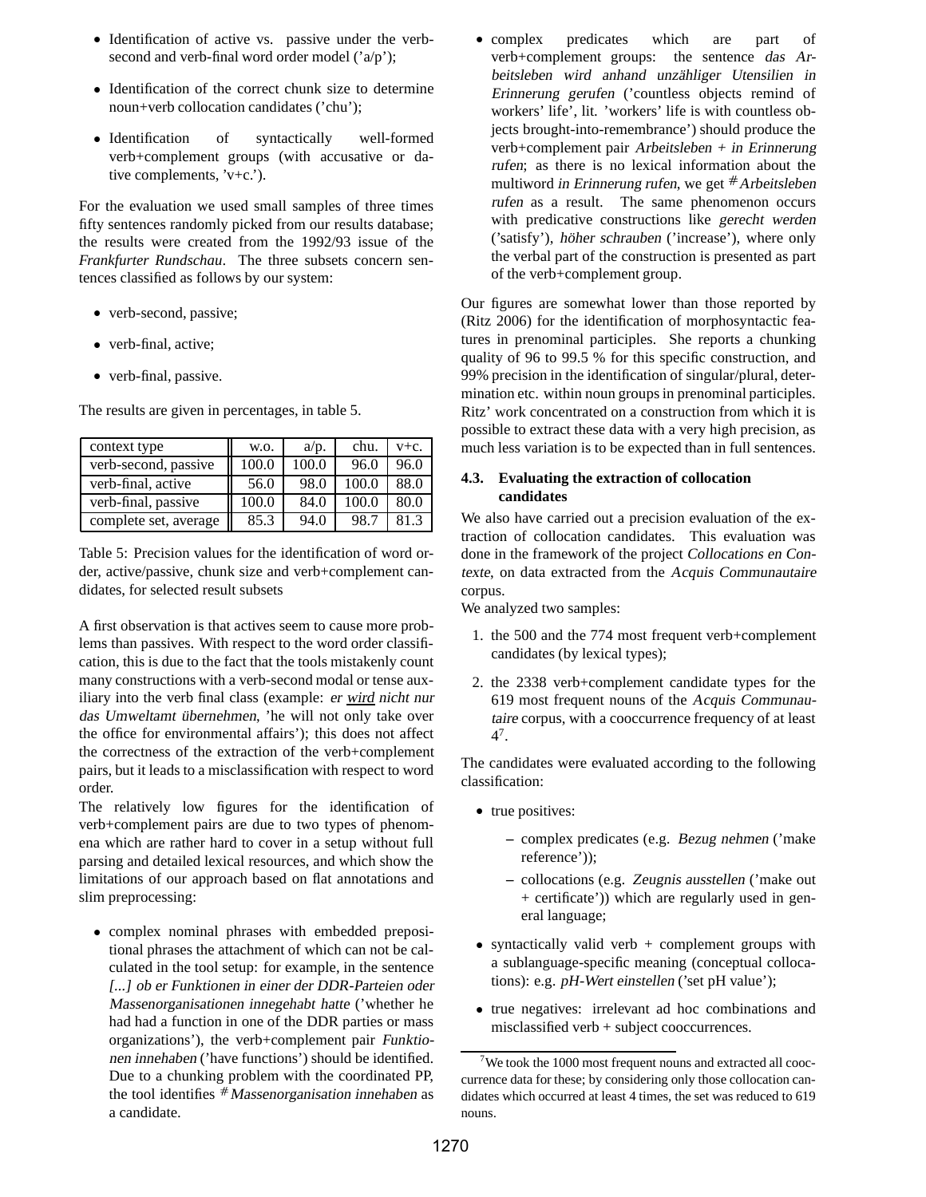- Identification of active vs. passive under the verb-second and verb-final word order model ('a/p');
- Identification of the correct chunk size to determine noun+verb collocation candidates ('chu');
- Identification of syntactically well-formed verb+complement groups (with accusative or dative complements, 'v+c.').

For the evaluation we used small samples of three times fifty sentences randomly picked from our results database; the results were created from the 1992/93 issue of the *Frankfurter Rundschau*. The three subsets concern sentences classified as follows by our system:

- verb-second, passive;
- verb-final, active;
- verb-final, passive.

The results are given in percentages, in table 5.

| context type | w.o. | a/p. | chu. | v+c. |
|---|---|---|---|---|
| verb-second, passive | 100.0 | 100.0 | 96.0 | 96.0 |
| verb-final, active | 56.0 | 98.0 | 100.0 | 88.0 |
| verb-final, passive | 100.0 | 84.0 | 100.0 | 80.0 |
| complete set, average | 85.3 | 94.0 | 98.7 | 81.3 |

Table 5: Precision values for the identification of word order, active/passive, chunk size and verb+complement candidates, for selected result subsets

A first observation is that actives seem to cause more problems than passives. With respect to the word order classification, this is due to the fact that the tools mistakenly count many constructions with a verb-second modal or tense auxiliary into the verb final class (example: *er wird nicht nur das Umweltamt übernehmen*, 'he will not only take over the office for environmental affairs'); this does not affect the correctness of the extraction of the verb+complement pairs, but it leads to a misclassification with respect to word order.

The relatively low figures for the identification of verb+complement pairs are due to two types of phenomena which are rather hard to cover in a setup without full parsing and detailed lexical resources, and which show the limitations of our approach based on flat annotations and slim preprocessing:

- complex nominal phrases with embedded prepositional phrases the attachment of which can not be calculated in the tool setup: for example, in the sentence *[...] ob er Funktionen in einer der DDR-Parteien oder Massenorganisationen innegehabt hatte* ('whether he had had a function in one of the DDR parties or mass organizations'), the verb+complement pair *Funktionen innehaben* ('have functions') should be identified. Due to a chunking problem with the coordinated PP, the tool identifies *#Massenorganisation innehaben* as a candidate.
- complex predicates which are part of verb+complement groups: the sentence *das Arbeitsleben wird anhand unzähliger Utensilien in Erinnerung gerufen* ('countless objects remind of workers' life', lit. 'workers' life is with countless objects brought-into-remembrance') should produce the verb+complement pair *Arbeitsleben + in Erinnerung rufen*; as there is no lexical information about the multiword *in Erinnerung rufen*, we get *#Arbeitsleben rufen* as a result. The same phenomenon occurs with predicative constructions like *gerecht werden* ('satisfy'), *höher schrauben* ('increase'), where only the verbal part of the construction is presented as part of the verb+complement group.

Our figures are somewhat lower than those reported by (Ritz 2006) for the identification of morphosyntactic features in prenominal participles. She reports a chunking quality of 96 to 99.5 % for this specific construction, and 99% precision in the identification of singular/plural, determination etc. within noun groups in prenominal participles. Ritz' work concentrated on a construction from which it is possible to extract these data with a very high precision, as much less variation is to be expected than in full sentences.

### 4.3. Evaluating the extraction of collocation candidates

We also have carried out a precision evaluation of the extraction of collocation candidates. This evaluation was done in the framework of the project *Collocations en Contexte*, on data extracted from the *Acquis Communautaire* corpus.

We analyzed two samples:

1. the 500 and the 774 most frequent verb+complement candidates (by lexical types);
2. the 2338 verb+complement candidate types for the 619 most frequent nouns of the *Acquis Communautaire* corpus, with a cooccurrence frequency of at least 4[7].

The candidates were evaluated according to the following classification:

- true positives:
  - complex predicates (e.g. *Bezug nehmen* ('make reference'));
  - collocations (e.g. *Zeugnis ausstellen* ('make out + certificate')) which are regularly used in general language;
- syntactically valid verb + complement groups with a sublanguage-specific meaning (conceptual collocations): e.g. *pH-Wert einstellen* ('set pH value');
- true negatives: irrelevant ad hoc combinations and misclassified verb + subject cooccurrences.

[7] We took the 1000 most frequent nouns and extracted all cooccurrence data for these; by considering only those collocation candidates which occurred at least 4 times, the set was reduced to 619 nouns.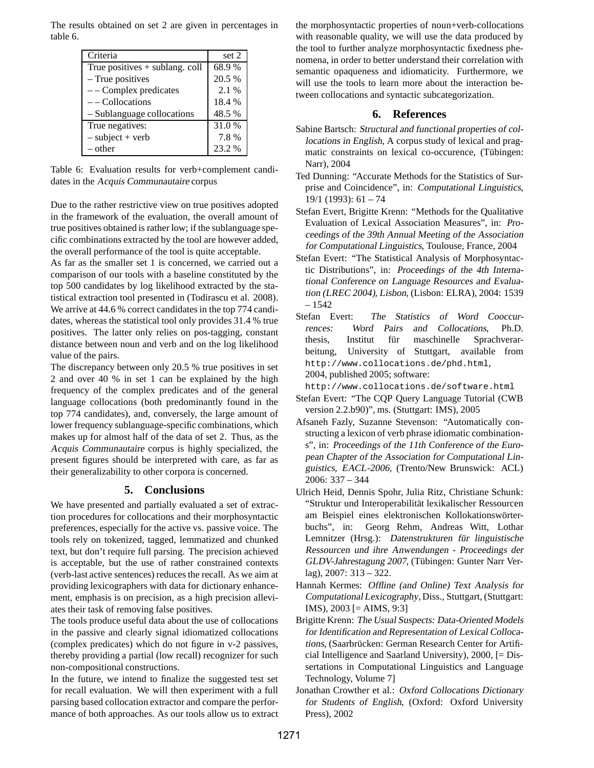The results obtained on set 2 are given in percentages in table 6.

| Criteria | set 2 |
|---|---|
| True positives + sublang. coll | 68.9 % |
| – True positives | 20.5 % |
| – – Complex predicates | 2.1 % |
| – – Collocations | 18.4 % |
| – Sublanguage collocations | 48.5 % |
| True negatives: | 31.0 % |
| – subject + verb | 7.8 % |
| – other | 23.2 % |

Table 6: Evaluation results for verb+complement candidates in the *Acquis Communautaire* corpus

Due to the rather restrictive view on true positives adopted in the framework of the evaluation, the overall amount of true positives obtained is rather low; if the sublanguage specific combinations extracted by the tool are however added, the overall performance of the tool is quite acceptable.

As far as the smaller set 1 is concerned, we carried out a comparison of our tools with a baseline constituted by the top 500 candidates by log likelihood extracted by the statistical extraction tool presented in (Todirascu et al. 2008). We arrive at 44.6 % correct candidates in the top 774 candidates, whereas the statistical tool only provides 31.4 % true positives. The latter only relies on pos-tagging, constant distance between noun and verb and on the log likelihood value of the pairs.

The discrepancy between only 20.5 % true positives in set 2 and over 40 % in set 1 can be explained by the high frequency of the complex predicates and of the general language collocations (both predominantly found in the top 774 candidates), and, conversely, the large amount of lower frequency sublanguage-specific combinations, which makes up for almost half of the data of set 2. Thus, as the *Acquis Communautaire* corpus is highly specialized, the present figures should be interpreted with care, as far as their generalizability to other corpora is concerned.

## 5. Conclusions

We have presented and partially evaluated a set of extraction procedures for collocations and their morphosyntactic preferences, especially for the active vs. passive voice. The tools rely on tokenized, tagged, lemmatized and chunked text, but don't require full parsing. The precision achieved is acceptable, but the use of rather constrained contexts (verb-last active sentences) reduces the recall. As we aim at providing lexicographers with data for dictionary enhancement, emphasis is on precision, as a high precision alleviates their task of removing false positives.

The tools produce useful data about the use of collocations in the passive and clearly signal idiomatized collocations (complex predicates) which do not figure in v-2 passives, thereby providing a partial (low recall) recognizer for such non-compositional constructions.

In the future, we intend to finalize the suggested test set for recall evaluation. We will then experiment with a full parsing based collocation extractor and compare the performance of both approaches. As our tools allow us to extract the morphosyntactic properties of noun+verb-collocations with reasonable quality, we will use the data produced by the tool to further analyze morphosyntactic fixedness phenomena, in order to better understand their correlation with semantic opaqueness and idiomaticity. Furthermore, we will use the tools to learn more about the interaction between collocations and syntactic subcategorization.

## 6. References

Sabine Bartsch: *Structural and functional properties of collocations in English*, A corpus study of lexical and pragmatic constraints on lexical co-occurence, (Tübingen: Narr), 2004

Ted Dunning: "Accurate Methods for the Statistics of Surprise and Coincidence", in: *Computational Linguistics*, 19/1 (1993): 61 – 74

Stefan Evert, Brigitte Krenn: "Methods for the Qualitative Evaluation of Lexical Association Measures", in: *Proceedings of the 39th Annual Meeting of the Association for Computational Linguistics*, Toulouse, France, 2004

Stefan Evert: "The Statistical Analysis of Morphosyntactic Distributions", in: *Proceedings of the 4th International Conference on Language Resources and Evaluation (LREC 2004), Lisbon*, (Lisbon: ELRA), 2004: 1539 – 1542

Stefan Evert: *The Statistics of Word Cooccurrences: Word Pairs and Collocations*, Ph.D. thesis, Institut für maschinelle Sprachverarbeitung, University of Stuttgart, available from `http://www.collocations.de/phd.html`, 2004, published 2005; software: `http://www.collocations.de/software.html`

Stefan Evert: "The CQP Query Language Tutorial (CWB version 2.2.b90)", ms. (Stuttgart: IMS), 2005

Afsaneh Fazly, Suzanne Stevenson: "Automatically constructing a lexicon of verb phrase idiomatic combinations", in: *Proceedings of the 11th Conference of the European Chapter of the Association for Computational Linguistics, EACL-2006,* (Trento/New Brunswick: ACL) 2006: 337 – 344

Ulrich Heid, Dennis Spohr, Julia Ritz, Christiane Schunk: "Struktur und Interoperabilität lexikalischer Ressourcen am Beispiel eines elektronischen Kollokationswörterbuchs", in: Georg Rehm, Andreas Witt, Lothar Lemnitzer (Hrsg.): *Datenstrukturen für linguistische Ressourcen und ihre Anwendungen - Proceedings der GLDV-Jahrestagung 2007*, (Tübingen: Gunter Narr Verlag), 2007: 313 – 322.

Hannah Kermes: *Offline (and Online) Text Analysis for Computational Lexicography*, Diss., Stuttgart, (Stuttgart: IMS), 2003 [= AIMS, 9:3]

Brigitte Krenn: *The Usual Suspects: Data-Oriented Models for Identification and Representation of Lexical Collocations*, (Saarbrücken: German Research Center for Artificial Intelligence and Saarland University), 2000, [= Dissertations in Computational Linguistics and Language Technology, Volume 7]

Jonathan Crowther et al.: *Oxford Collocations Dictionary for Students of English*, (Oxford: Oxford University Press), 2002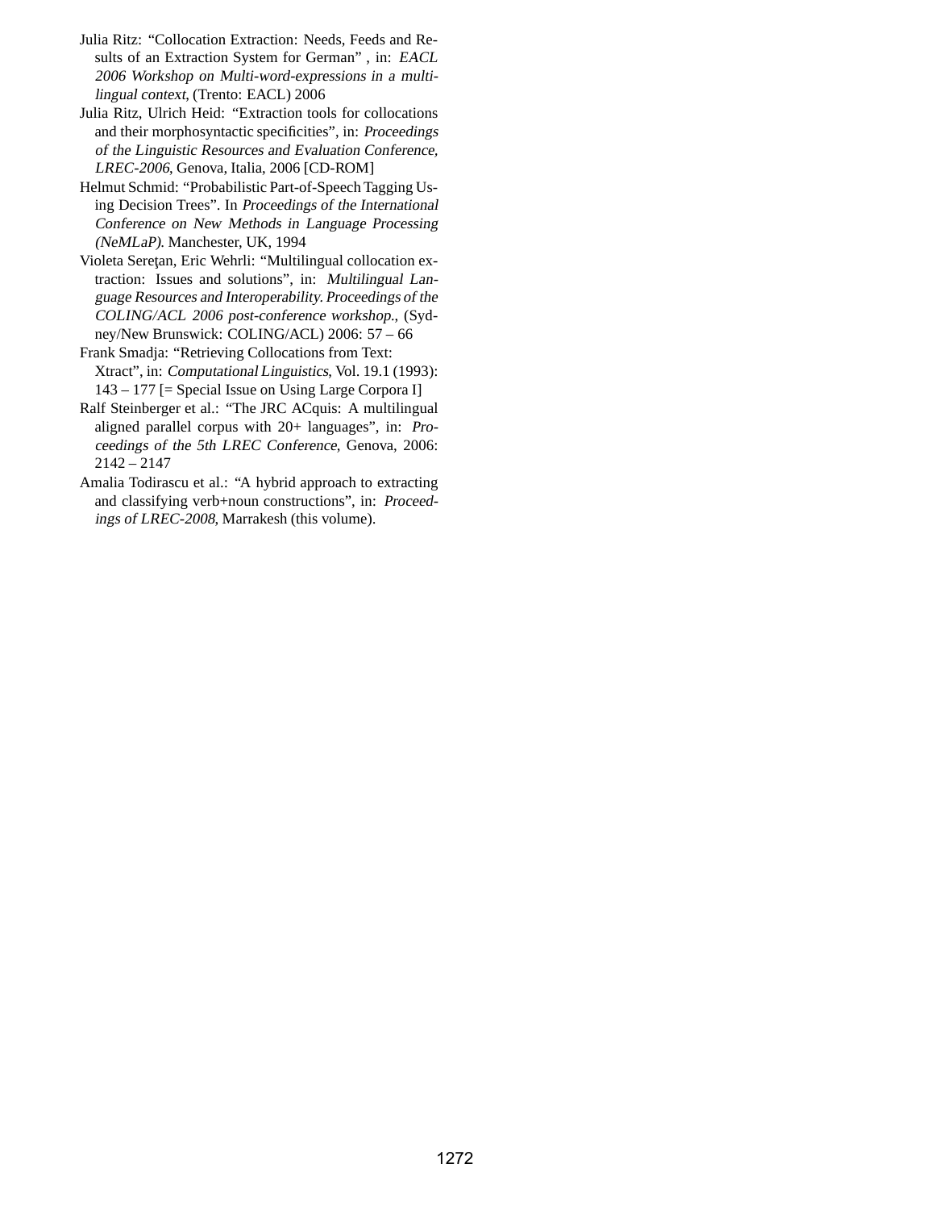Julia Ritz: “Collocation Extraction: Needs, Feeds and Results of an Extraction System for German” , in: *EACL 2006 Workshop on Multi-word-expressions in a multilingual context*, (Trento: EACL) 2006

Julia Ritz, Ulrich Heid: “Extraction tools for collocations and their morphosyntactic specificities”, in: *Proceedings of the Linguistic Resources and Evaluation Conference, LREC-2006*, Genova, Italia, 2006 [CD-ROM]

Helmut Schmid: “Probabilistic Part-of-Speech Tagging Using Decision Trees”. In *Proceedings of the International Conference on New Methods in Language Processing (NeMLaP)*. Manchester, UK, 1994

Violeta Sereţan, Eric Wehrli: “Multilingual collocation extraction: Issues and solutions”, in: *Multilingual Language Resources and Interoperability. Proceedings of the COLING/ACL 2006 post-conference workshop.*, (Sydney/New Brunswick: COLING/ACL) 2006: 57 – 66

Frank Smadja: “Retrieving Collocations from Text: Xtract”, in: *Computational Linguistics*, Vol. 19.1 (1993): 143 – 177 [= Special Issue on Using Large Corpora I]

Ralf Steinberger et al.: “The JRC ACquis: A multilingual aligned parallel corpus with 20+ languages”, in: *Proceedings of the 5th LREC Conference*, Genova, 2006: 2142 – 2147

Amalia Todirascu et al.: “A hybrid approach to extracting and classifying verb+noun constructions”, in: *Proceedings of LREC-2008*, Marrakesh (this volume).